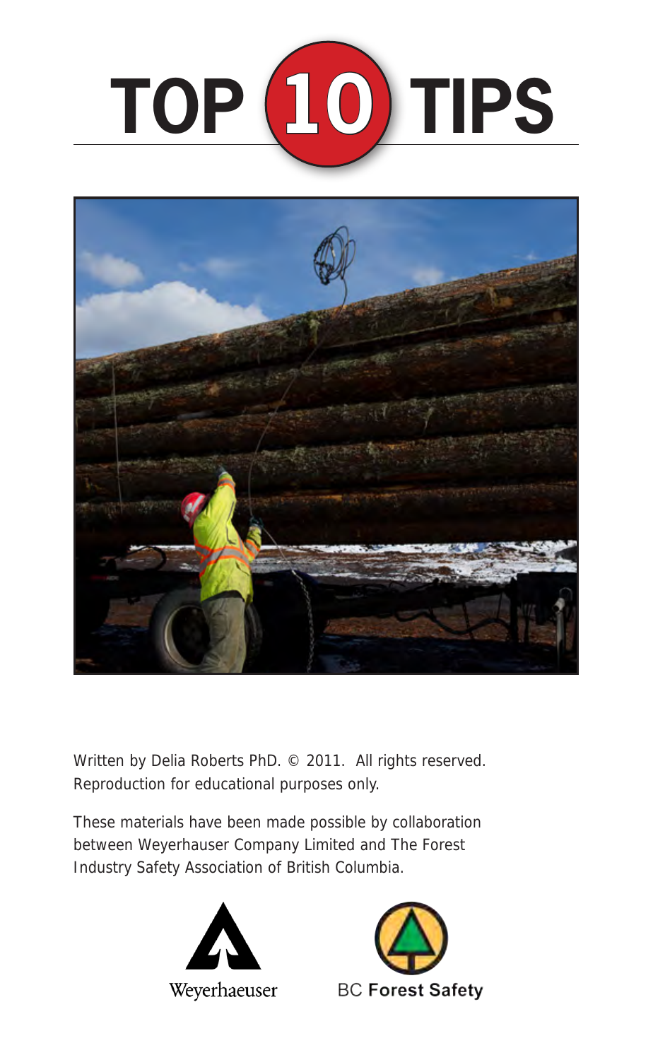# TOP 10 TIPS

Written by Delia Roberts PhD. © 2011. All rights reserved. Reproduction for educational purposes only.

These materials have been made possible by collaboration between Weyerhauser Company Limited and The Forest Industry Safety Association of British Columbia.

Weyerhaeuser

BC Forest Safety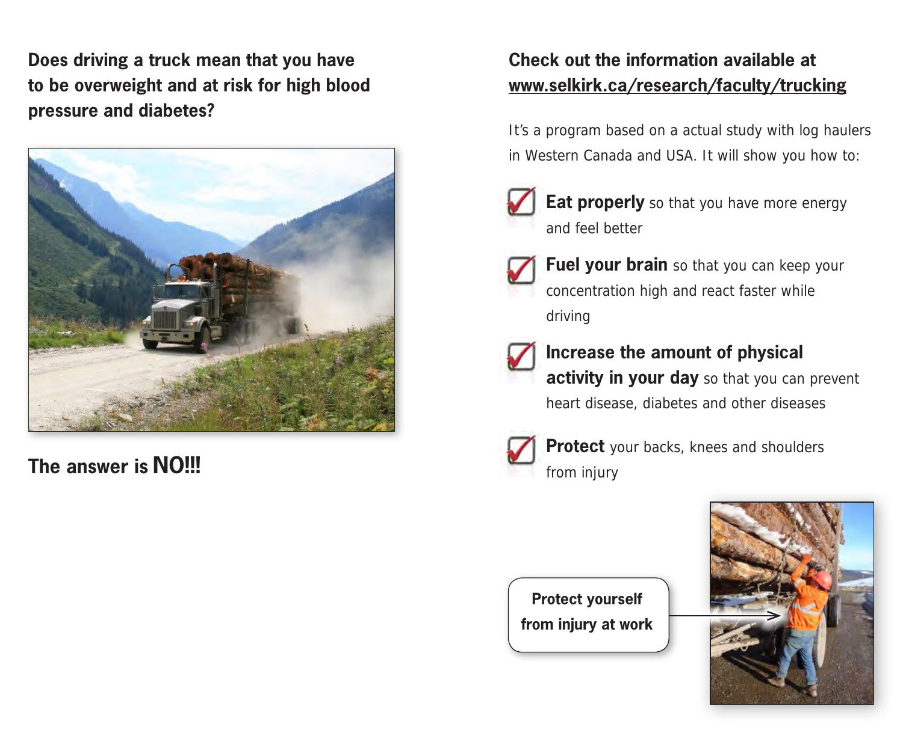**Does driving a truck mean that you have to be overweight and at risk for high blood pressure and diabetes?**

**The answer is NO!!!**

**Check out the information available at [www.selkirk.ca/research/faculty/trucking](www.selkirk.ca/research/faculty/trucking)**

It's a program based on a actual study with log haulers in Western Canada and USA. It will show you how to:

- **Eat properly** so that you have more energy and feel better
- **Fuel your brain** so that you can keep your concentration high and react faster while driving
- **Increase the amount of physical activity in your day** so that you can prevent heart disease, diabetes and other diseases
- **Protect** your backs, knees and shoulders from injury

**Protect yourself from injury at work**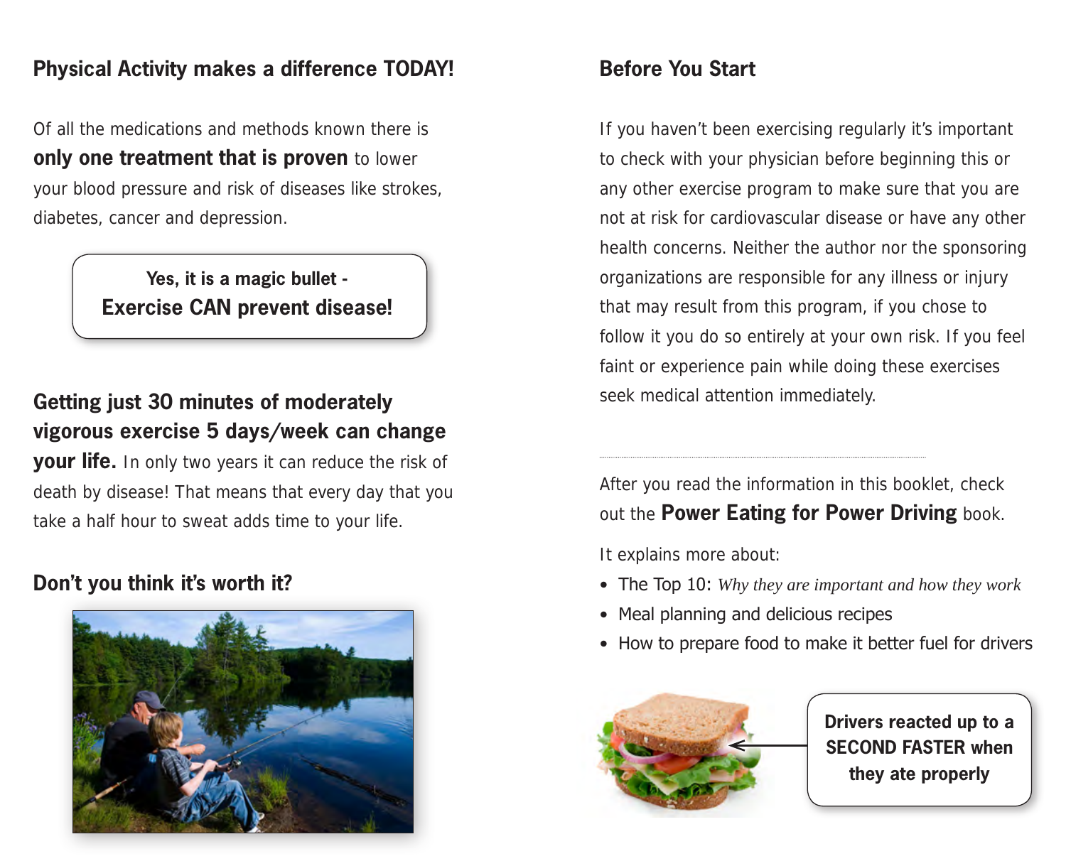## Physical Activity makes a difference TODAY!

Of all the medications and methods known there is **only one treatment that is proven** to lower your blood pressure and risk of diseases like strokes, diabetes, cancer and depression.

**Yes, it is a magic bullet -**
**Exercise CAN prevent disease!**

**Getting just 30 minutes of moderately vigorous exercise 5 days/week can change your life.** In only two years it can reduce the risk of death by disease! That means that every day that you take a half hour to sweat adds time to your life.

### Don't you think it's worth it?

## Before You Start

If you haven't been exercising regularly it's important to check with your physician before beginning this or any other exercise program to make sure that you are not at risk for cardiovascular disease or have any other health concerns. Neither the author nor the sponsoring organizations are responsible for any illness or injury that may result from this program, if you chose to follow it you do so entirely at your own risk. If you feel faint or experience pain while doing these exercises seek medical attention immediately.

---

After you read the information in this booklet, check out the **Power Eating for Power Driving** book.

It explains more about:

- The Top 10: *Why they are important and how they work*
- Meal planning and delicious recipes
- How to prepare food to make it better fuel for drivers

**Drivers reacted up to a SECOND FASTER when they ate properly**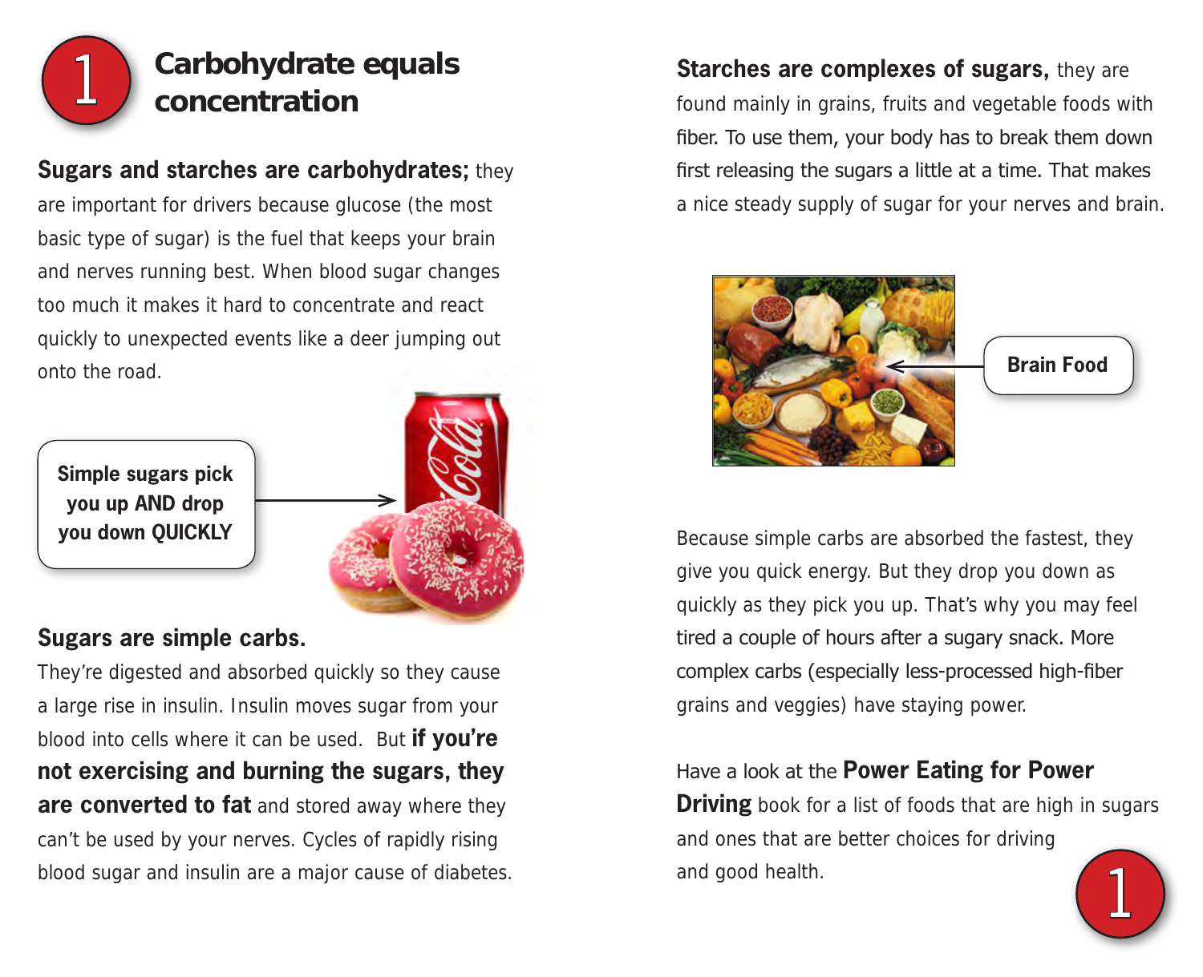# 1 Carbohydrate equals concentration

**Sugars and starches are carbohydrates;** they are important for drivers because glucose (the most basic type of sugar) is the fuel that keeps your brain and nerves running best. When blood sugar changes too much it makes it hard to concentrate and react quickly to unexpected events like a deer jumping out onto the road.

**Simple sugars pick you up AND drop you down QUICKLY**

**Sugars are simple carbs.**
They're digested and absorbed quickly so they cause a large rise in insulin. Insulin moves sugar from your blood into cells where it can be used. But **if you're not exercising and burning the sugars, they are converted to fat** and stored away where they can't be used by your nerves. Cycles of rapidly rising blood sugar and insulin are a major cause of diabetes.

**Starches are complexes of sugars,** they are found mainly in grains, fruits and vegetable foods with fiber. To use them, your body has to break them down first releasing the sugars a little at a time. That makes a nice steady supply of sugar for your nerves and brain.

**Brain Food**

Because simple carbs are absorbed the fastest, they give you quick energy. But they drop you down as quickly as they pick you up. That's why you may feel tired a couple of hours after a sugary snack. More complex carbs (especially less-processed high-fiber grains and veggies) have staying power.

Have a look at the **Power Eating for Power Driving** book for a list of foods that are high in sugars and ones that are better choices for driving and good health.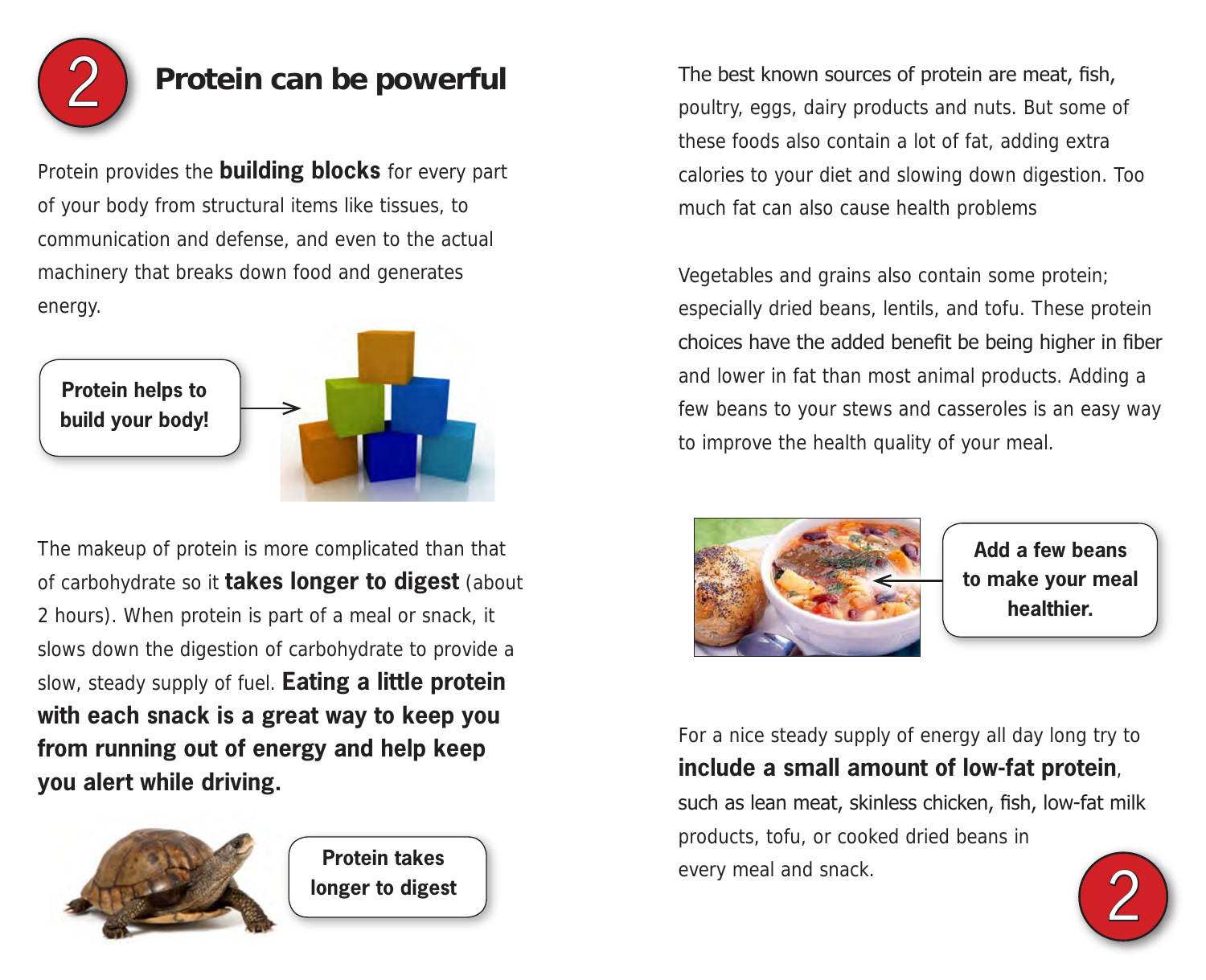## 2 Protein can be powerful

Protein provides the **building blocks** for every part of your body from structural items like tissues, to communication and defense, and even to the actual machinery that breaks down food and generates energy.

**Protein helps to build your body!**

The makeup of protein is more complicated than that of carbohydrate so it **takes longer to digest** (about 2 hours). When protein is part of a meal or snack, it slows down the digestion of carbohydrate to provide a slow, steady supply of fuel. **Eating a little protein with each snack is a great way to keep you from running out of energy and help keep you alert while driving.**

**Protein takes longer to digest**

The best known sources of protein are meat, fish, poultry, eggs, dairy products and nuts. But some of these foods also contain a lot of fat, adding extra calories to your diet and slowing down digestion. Too much fat can also cause health problems

Vegetables and grains also contain some protein; especially dried beans, lentils, and tofu. These protein choices have the added benefit be being higher in fiber and lower in fat than most animal products. Adding a few beans to your stews and casseroles is an easy way to improve the health quality of your meal.

**Add a few beans to make your meal healthier.**

For a nice steady supply of energy all day long try to **include a small amount of low-fat protein**, such as lean meat, skinless chicken, fish, low-fat milk products, tofu, or cooked dried beans in every meal and snack.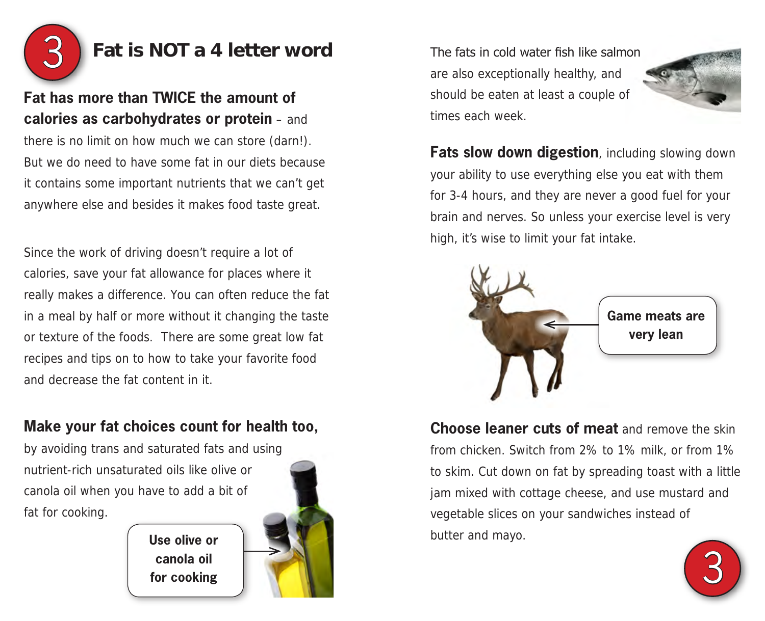# 3 Fat is NOT a 4 letter word

**Fat has more than TWICE the amount of calories as carbohydrates or protein** – and there is no limit on how much we can store (darn!). But we do need to have some fat in our diets because it contains some important nutrients that we can't get anywhere else and besides it makes food taste great.

Since the work of driving doesn't require a lot of calories, save your fat allowance for places where it really makes a difference. You can often reduce the fat in a meal by half or more without it changing the taste or texture of the foods. There are some great low fat recipes and tips on to how to take your favorite food and decrease the fat content in it.

**Make your fat choices count for health too,** by avoiding trans and saturated fats and using nutrient-rich unsaturated oils like olive or canola oil when you have to add a bit of fat for cooking.

**Use olive or canola oil for cooking**

The fats in cold water fish like salmon are also exceptionally healthy, and should be eaten at least a couple of times each week.

**Fats slow down digestion**, including slowing down your ability to use everything else you eat with them for 3-4 hours, and they are never a good fuel for your brain and nerves. So unless your exercise level is very high, it's wise to limit your fat intake.

**Game meats are very lean**

**Choose leaner cuts of meat** and remove the skin from chicken. Switch from 2% to 1% milk, or from 1% to skim. Cut down on fat by spreading toast with a little jam mixed with cottage cheese, and use mustard and vegetable slices on your sandwiches instead of butter and mayo.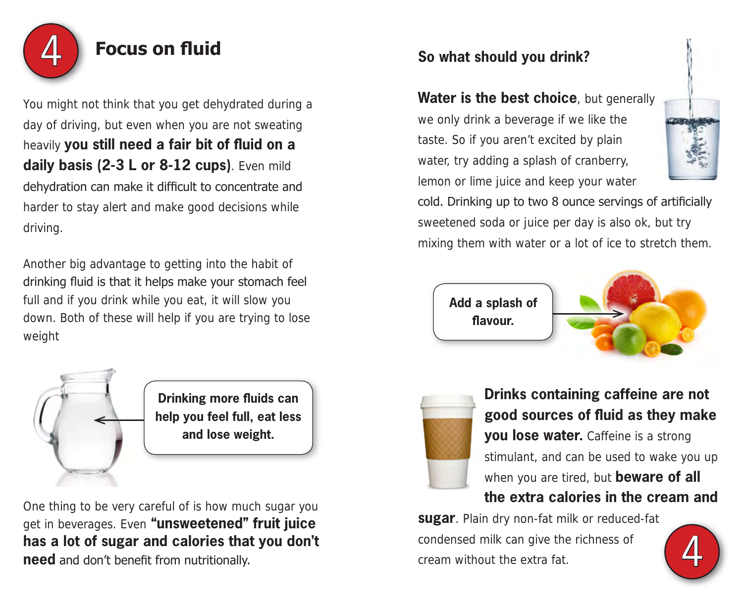# Focus on fluid

You might not think that you get dehydrated during a day of driving, but even when you are not sweating heavily **you still need a fair bit of fluid on a daily basis (2-3 L or 8-12 cups)**. Even mild dehydration can make it difficult to concentrate and harder to stay alert and make good decisions while driving.

Another big advantage to getting into the habit of drinking fluid is that it helps make your stomach feel full and if you drink while you eat, it will slow you down. Both of these will help if you are trying to lose weight

**Drinking more fluids can help you feel full, eat less and lose weight.**

One thing to be very careful of is how much sugar you get in beverages. Even **"unsweetened" fruit juice has a lot of sugar and calories that you don't need** and don't benefit from nutritionally.

## So what should you drink?

**Water is the best choice**, but generally we only drink a beverage if we like the taste. So if you aren't excited by plain water, try adding a splash of cranberry, lemon or lime juice and keep your water cold. Drinking up to two 8 ounce servings of artificially sweetened soda or juice per day is also ok, but try mixing them with water or a lot of ice to stretch them.

**Add a splash of flavour.**

**Drinks containing caffeine are not good sources of fluid as they make you lose water.** Caffeine is a strong stimulant, and can be used to wake you up when you are tired, but **beware of all the extra calories in the cream and sugar**. Plain dry non-fat milk or reduced-fat condensed milk can give the richness of cream without the extra fat.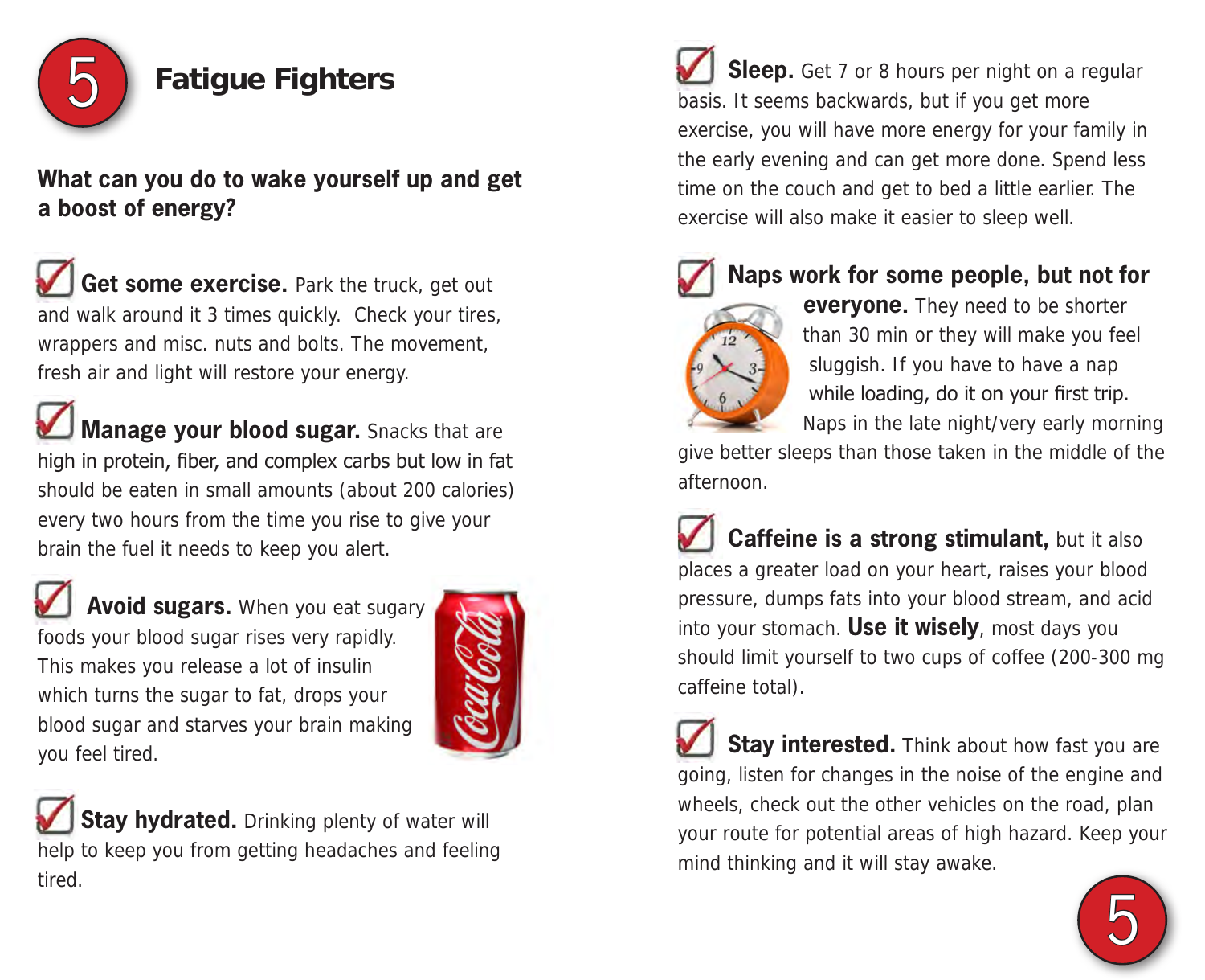# 5 Fatigue Fighters

**What can you do to wake yourself up and get a boost of energy?**

- **Get some exercise.** Park the truck, get out and walk around it 3 times quickly. Check your tires, wrappers and misc. nuts and bolts. The movement, fresh air and light will restore your energy.

- **Manage your blood sugar.** Snacks that are high in protein, fiber, and complex carbs but low in fat should be eaten in small amounts (about 200 calories) every two hours from the time you rise to give your brain the fuel it needs to keep you alert.

- **Avoid sugars.** When you eat sugary foods your blood sugar rises very rapidly. This makes you release a lot of insulin which turns the sugar to fat, drops your blood sugar and starves your brain making you feel tired.

- **Stay hydrated.** Drinking plenty of water will help to keep you from getting headaches and feeling tired.

- **Sleep.** Get 7 or 8 hours per night on a regular basis. It seems backwards, but if you get more exercise, you will have more energy for your family in the early evening and can get more done. Spend less time on the couch and get to bed a little earlier. The exercise will also make it easier to sleep well.

- **Naps work for some people, but not for everyone.** They need to be shorter than 30 min or they will make you feel sluggish. If you have to have a nap while loading, do it on your first trip. Naps in the late night/very early morning give better sleeps than those taken in the middle of the afternoon.

- **Caffeine is a strong stimulant,** but it also places a greater load on your heart, raises your blood pressure, dumps fats into your blood stream, and acid into your stomach. **Use it wisely**, most days you should limit yourself to two cups of coffee (200-300 mg caffeine total).

- **Stay interested.** Think about how fast you are going, listen for changes in the noise of the engine and wheels, check out the other vehicles on the road, plan your route for potential areas of high hazard. Keep your mind thinking and it will stay awake.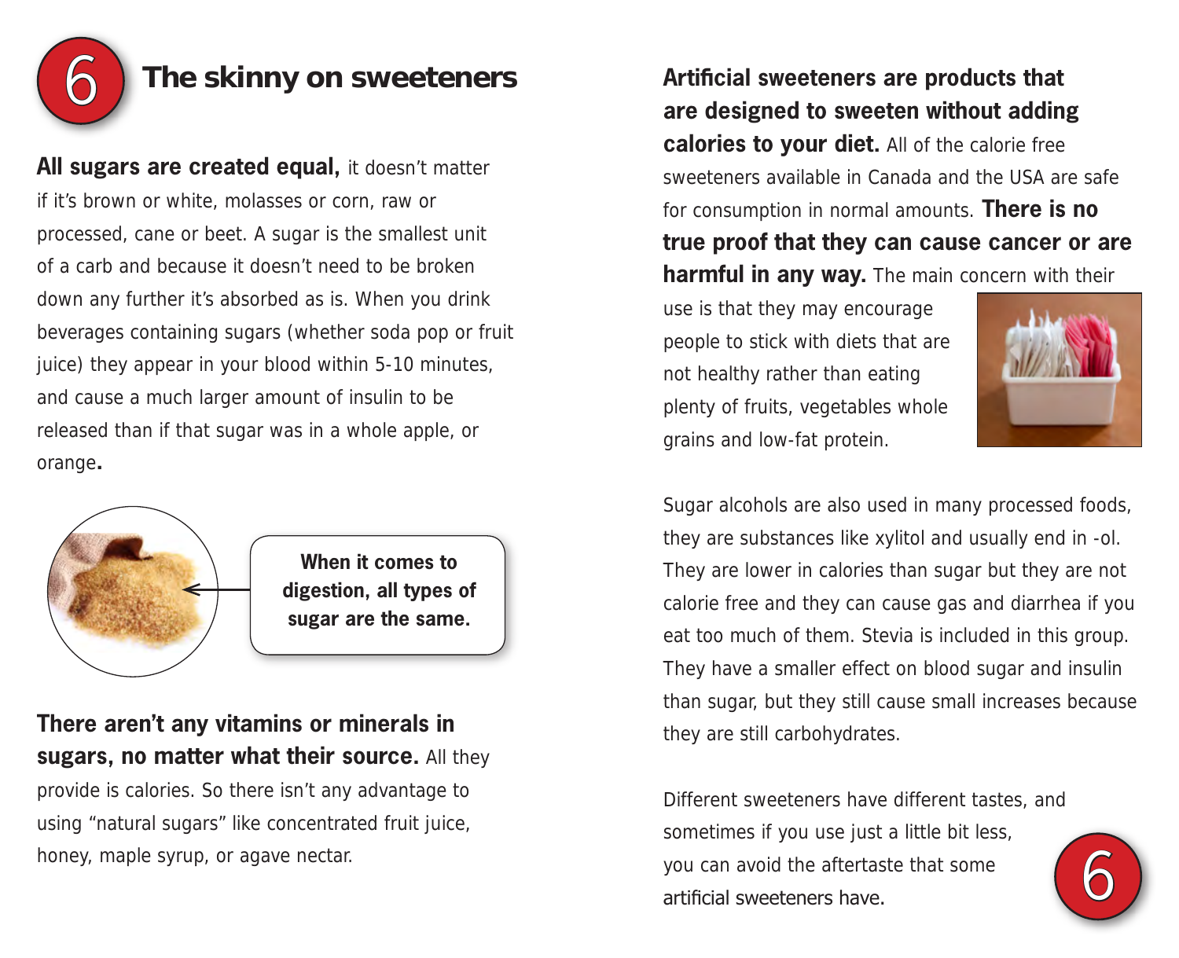# The skinny on sweeteners

**All sugars are created equal,** it doesn't matter if it's brown or white, molasses or corn, raw or processed, cane or beet. A sugar is the smallest unit of a carb and because it doesn't need to be broken down any further it's absorbed as is. When you drink beverages containing sugars (whether soda pop or fruit juice) they appear in your blood within 5-10 minutes, and cause a much larger amount of insulin to be released than if that sugar was in a whole apple, or orange**.**

**When it comes to digestion, all types of sugar are the same.**

**There aren't any vitamins or minerals in sugars, no matter what their source.** All they provide is calories. So there isn't any advantage to using "natural sugars" like concentrated fruit juice, honey, maple syrup, or agave nectar.

**Artificial sweeteners are products that are designed to sweeten without adding calories to your diet.** All of the calorie free sweeteners available in Canada and the USA are safe for consumption in normal amounts. **There is no true proof that they can cause cancer or are harmful in any way.** The main concern with their use is that they may encourage people to stick with diets that are not healthy rather than eating plenty of fruits, vegetables whole grains and low-fat protein.

Sugar alcohols are also used in many processed foods, they are substances like xylitol and usually end in -ol. They are lower in calories than sugar but they are not calorie free and they can cause gas and diarrhea if you eat too much of them. Stevia is included in this group. They have a smaller effect on blood sugar and insulin than sugar, but they still cause small increases because they are still carbohydrates.

Different sweeteners have different tastes, and sometimes if you use just a little bit less, you can avoid the aftertaste that some artificial sweeteners have.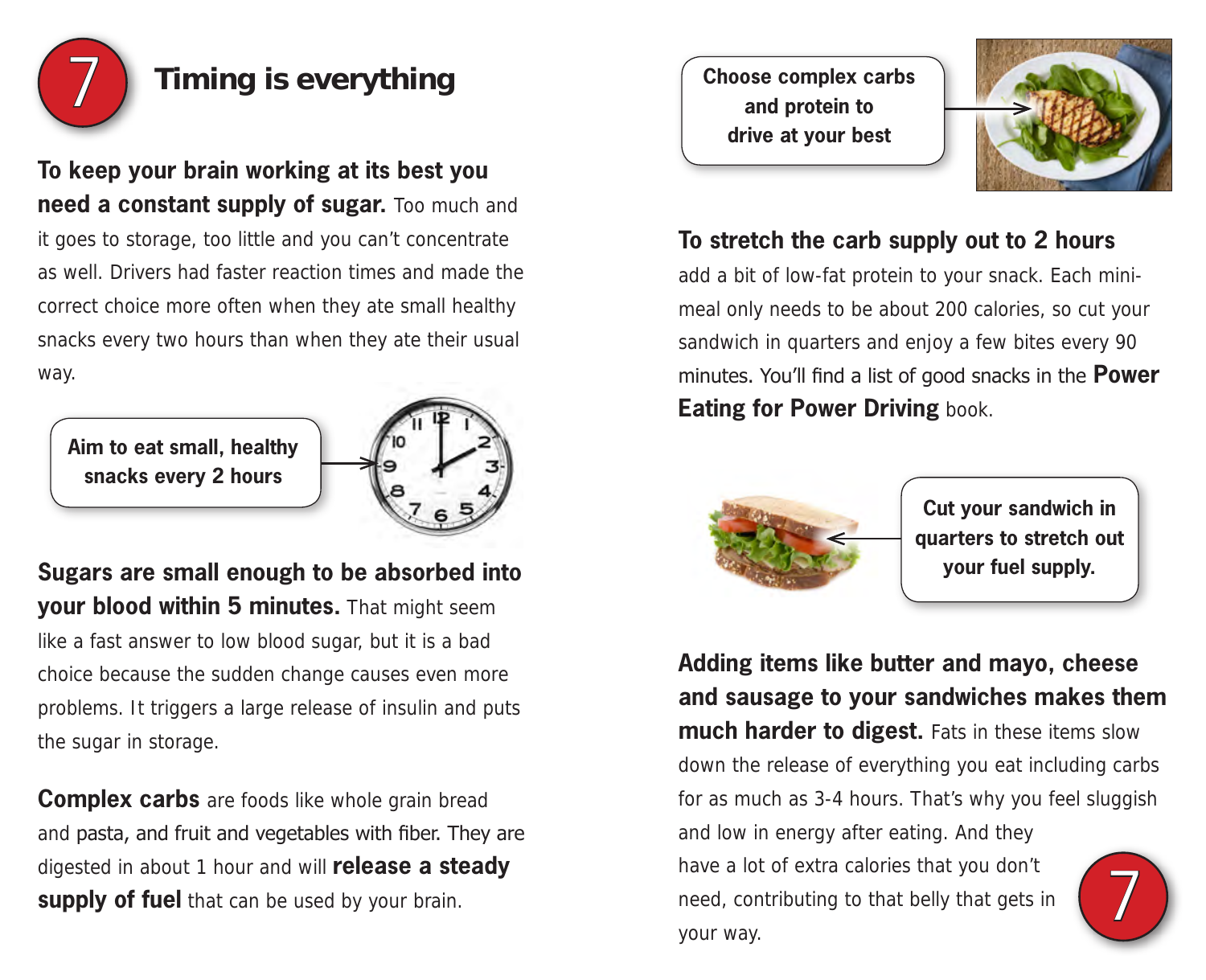## 7 Timing is everything

**To keep your brain working at its best you need a constant supply of sugar.** Too much and it goes to storage, too little and you can't concentrate as well. Drivers had faster reaction times and made the correct choice more often when they ate small healthy snacks every two hours than when they ate their usual way.

**Aim to eat small, healthy snacks every 2 hours**

**Sugars are small enough to be absorbed into your blood within 5 minutes.** That might seem like a fast answer to low blood sugar, but it is a bad choice because the sudden change causes even more problems. It triggers a large release of insulin and puts the sugar in storage.

**Complex carbs** are foods like whole grain bread and pasta, and fruit and vegetables with fiber. They are digested in about 1 hour and will **release a steady supply of fuel** that can be used by your brain.

**Choose complex carbs and protein to drive at your best**

**To stretch the carb supply out to 2 hours** add a bit of low-fat protein to your snack. Each mini-meal only needs to be about 200 calories, so cut your sandwich in quarters and enjoy a few bites every 90 minutes. You'll find a list of good snacks in the **Power Eating for Power Driving** book.

**Cut your sandwich in quarters to stretch out your fuel supply.**

**Adding items like butter and mayo, cheese and sausage to your sandwiches makes them much harder to digest.** Fats in these items slow down the release of everything you eat including carbs for as much as 3-4 hours. That's why you feel sluggish and low in energy after eating. And they have a lot of extra calories that you don't need, contributing to that belly that gets in your way.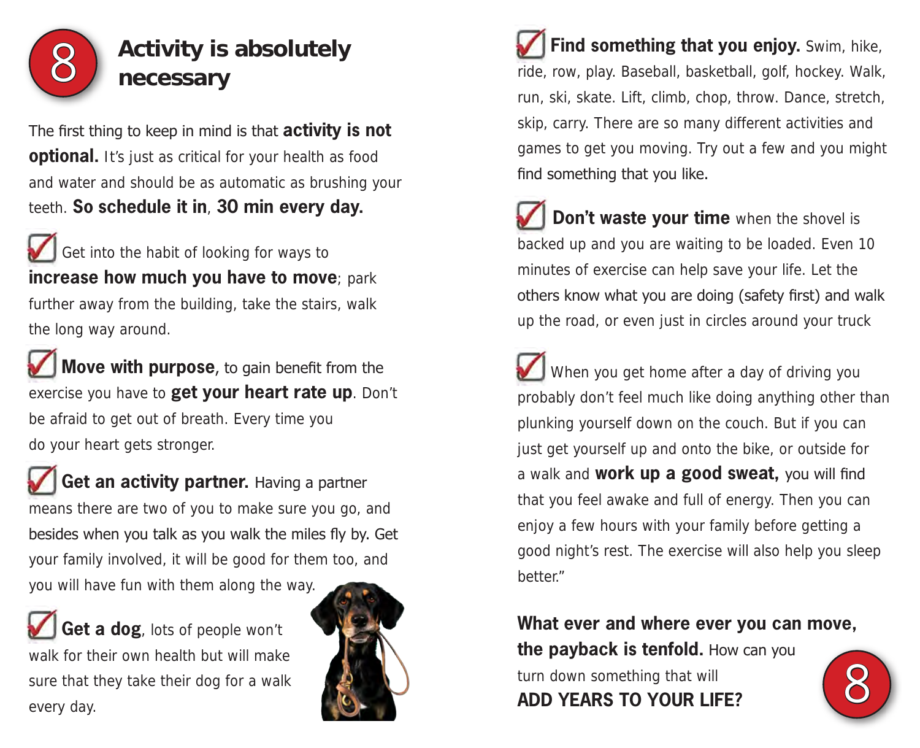## 8 Activity is absolutely necessary

The first thing to keep in mind is that **activity is not optional.** It's just as critical for your health as food and water and should be as automatic as brushing your teeth. **So schedule it in**, **30 min every day.**

- Get into the habit of looking for ways to **increase how much you have to move**; park further away from the building, take the stairs, walk the long way around.

- **Move with purpose**, to gain benefit from the exercise you have to **get your heart rate up**. Don't be afraid to get out of breath. Every time you do your heart gets stronger.

- **Get an activity partner.** Having a partner means there are two of you to make sure you go, and besides when you talk as you walk the miles fly by. Get your family involved, it will be good for them too, and you will have fun with them along the way.

- **Get a dog**, lots of people won't walk for their own health but will make sure that they take their dog for a walk every day.

- **Find something that you enjoy.** Swim, hike, ride, row, play. Baseball, basketball, golf, hockey. Walk, run, ski, skate. Lift, climb, chop, throw. Dance, stretch, skip, carry. There are so many different activities and games to get you moving. Try out a few and you might find something that you like.

- **Don't waste your time** when the shovel is backed up and you are waiting to be loaded. Even 10 minutes of exercise can help save your life. Let the others know what you are doing (safety first) and walk up the road, or even just in circles around your truck

- When you get home after a day of driving you probably don't feel much like doing anything other than plunking yourself down on the couch. But if you can just get yourself up and onto the bike, or outside for a walk and **work up a good sweat,** you will find that you feel awake and full of energy. Then you can enjoy a few hours with your family before getting a good night's rest. The exercise will also help you sleep better."

**What ever and where ever you can move, the payback is tenfold.** How can you turn down something that will **ADD YEARS TO YOUR LIFE?**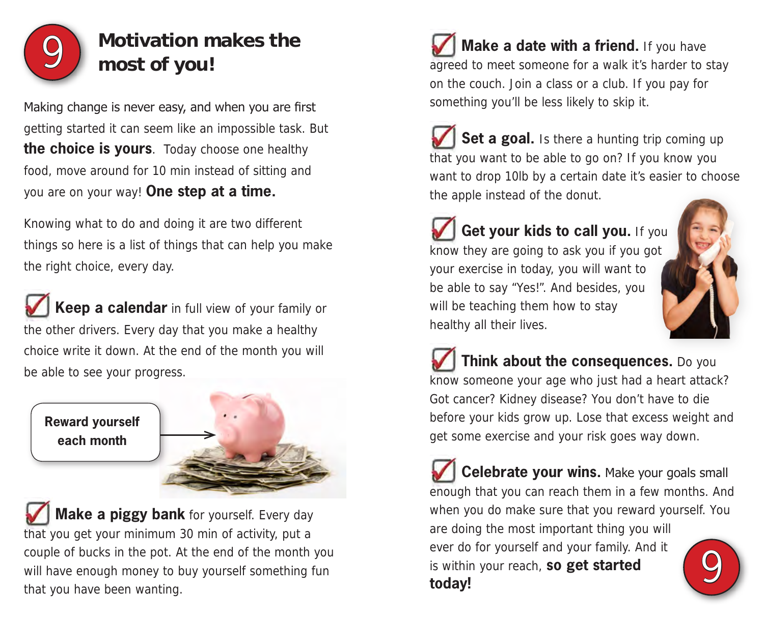# 9 Motivation makes the most of you!

Making change is never easy, and when you are first getting started it can seem like an impossible task. But **the choice is yours**. Today choose one healthy food, move around for 10 min instead of sitting and you are on your way! **One step at a time.**

Knowing what to do and doing it are two different things so here is a list of things that can help you make the right choice, every day.

- **Keep a calendar** in full view of your family or the other drivers. Every day that you make a healthy choice write it down. At the end of the month you will be able to see your progress.

Reward yourself each month

- **Make a piggy bank** for yourself. Every day that you get your minimum 30 min of activity, put a couple of bucks in the pot. At the end of the month you will have enough money to buy yourself something fun that you have been wanting.

- **Make a date with a friend.** If you have agreed to meet someone for a walk it's harder to stay on the couch. Join a class or a club. If you pay for something you'll be less likely to skip it.

- **Set a goal.** Is there a hunting trip coming up that you want to be able to go on? If you know you want to drop 10lb by a certain date it's easier to choose the apple instead of the donut.

- **Get your kids to call you.** If you know they are going to ask you if you got your exercise in today, you will want to be able to say "Yes!". And besides, you will be teaching them how to stay healthy all their lives.

- **Think about the consequences.** Do you know someone your age who just had a heart attack? Got cancer? Kidney disease? You don't have to die before your kids grow up. Lose that excess weight and get some exercise and your risk goes way down.

- **Celebrate your wins.** Make your goals small enough that you can reach them in a few months. And when you do make sure that you reward yourself. You are doing the most important thing you will ever do for yourself and your family. And it is within your reach, **so get started today!**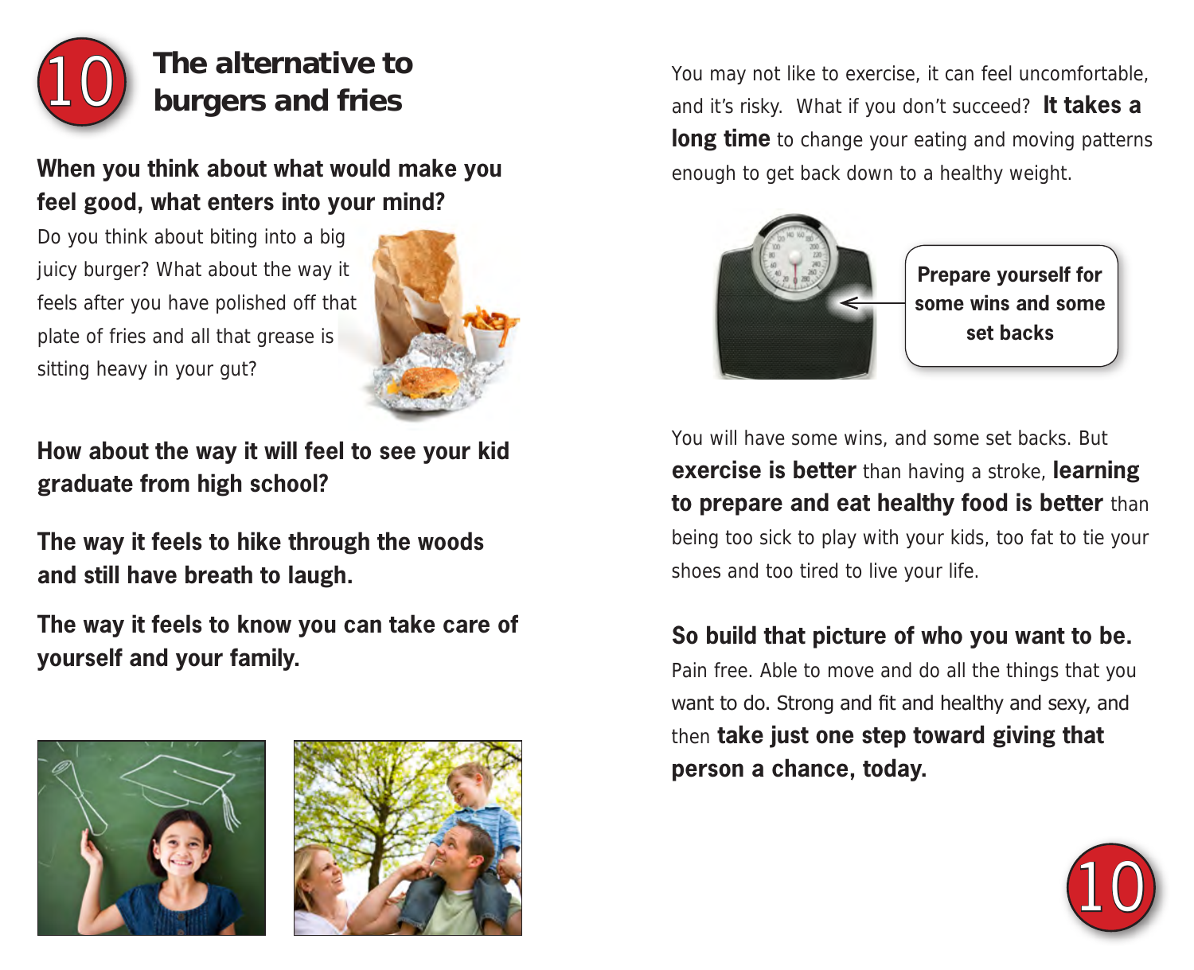# 10 The alternative to burgers and fries

**When you think about what would make you feel good, what enters into your mind?**

Do you think about biting into a big juicy burger? What about the way it feels after you have polished off that plate of fries and all that grease is sitting heavy in your gut?

**How about the way it will feel to see your kid graduate from high school?**

**The way it feels to hike through the woods and still have breath to laugh.**

**The way it feels to know you can take care of yourself and your family.**

You may not like to exercise, it can feel uncomfortable, and it's risky. What if you don't succeed? **It takes a long time** to change your eating and moving patterns enough to get back down to a healthy weight.

**Prepare yourself for some wins and some set backs**

You will have some wins, and some set backs. But **exercise is better** than having a stroke, **learning to prepare and eat healthy food is better** than being too sick to play with your kids, too fat to tie your shoes and too tired to live your life.

**So build that picture of who you want to be.** Pain free. Able to move and do all the things that you want to do. Strong and fit and healthy and sexy, and then **take just one step toward giving that person a chance, today.**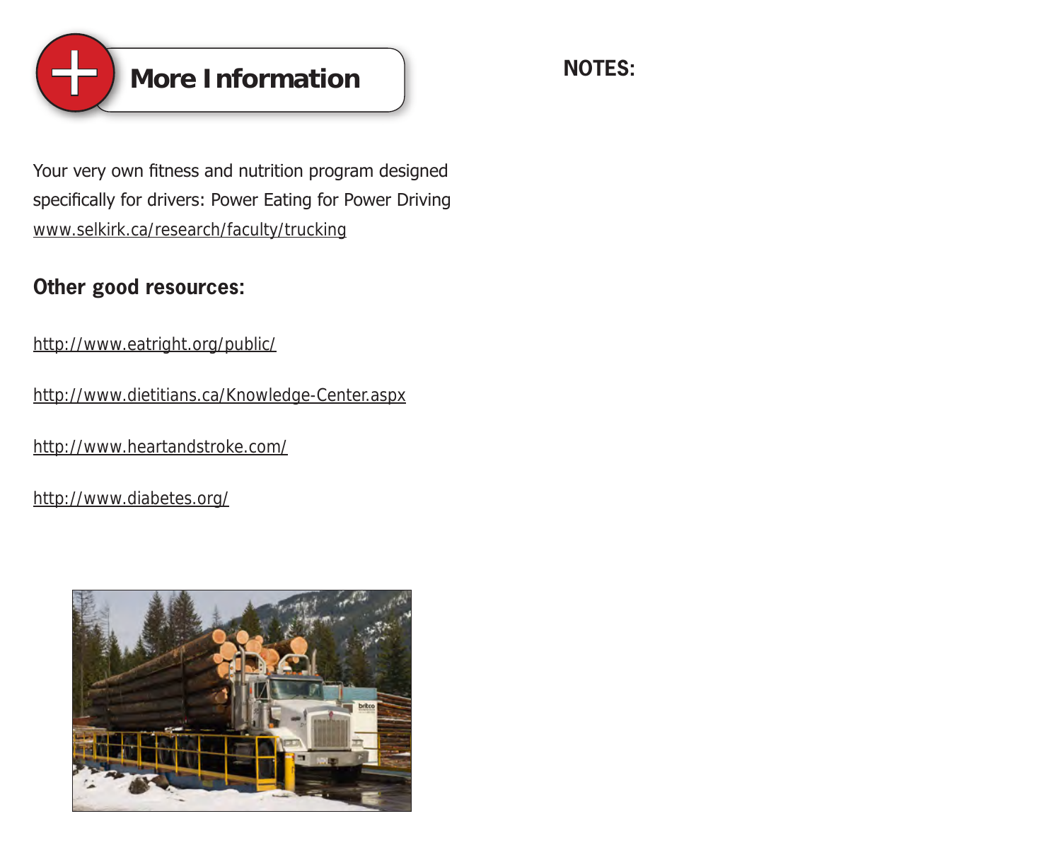## More Information

Your very own fitness and nutrition program designed specifically for drivers: Power Eating for Power Driving
www.selkirk.ca/research/faculty/trucking

**Other good resources:**

http://www.eatright.org/public/

http://www.dietitians.ca/Knowledge-Center.aspx

http://www.heartandstroke.com/

http://www.diabetes.org/

**NOTES:**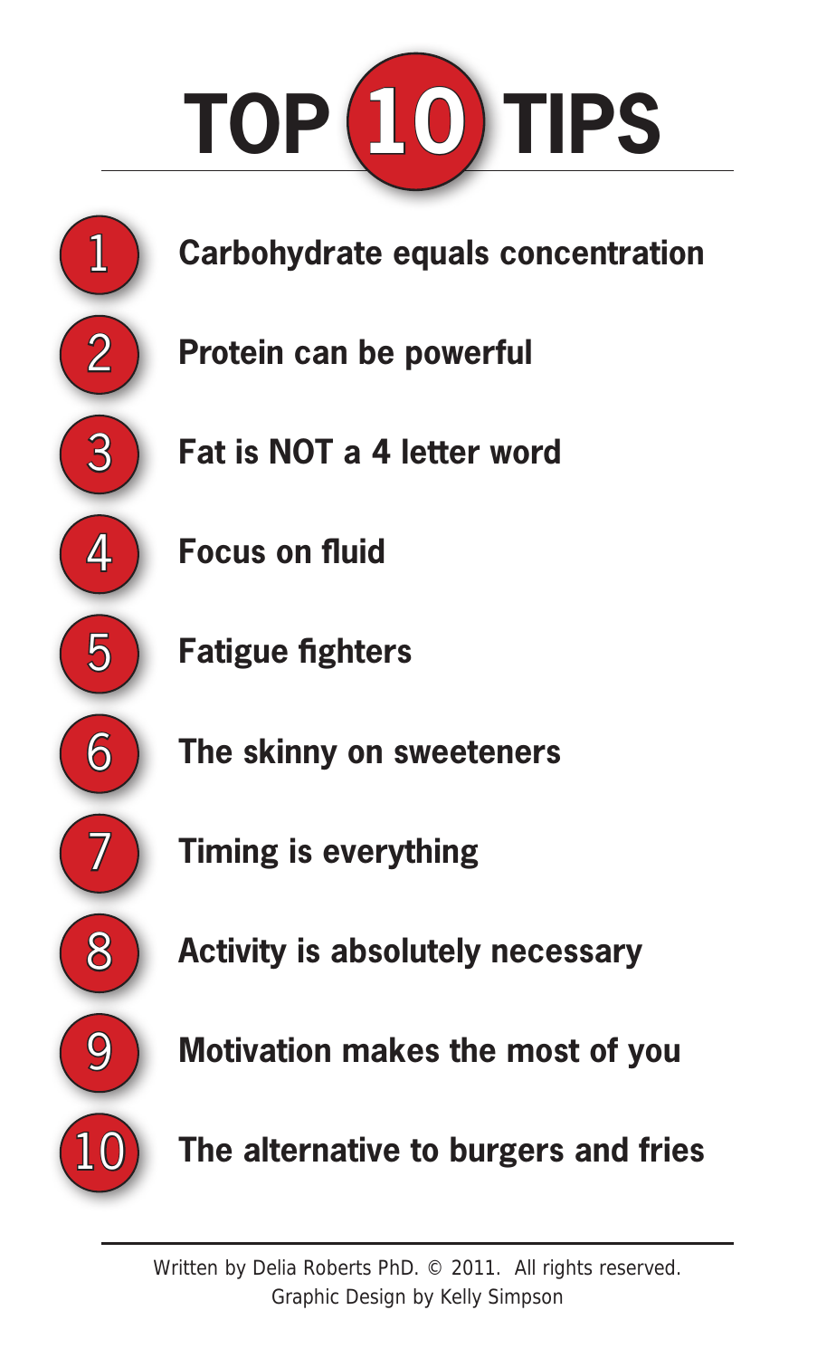# TOP 10 TIPS

1. **Carbohydrate equals concentration**
2. **Protein can be powerful**
3. **Fat is NOT a 4 letter word**
4. **Focus on fluid**
5. **Fatigue fighters**
6. **The skinny on sweeteners**
7. **Timing is everything**
8. **Activity is absolutely necessary**
9. **Motivation makes the most of you**
10. **The alternative to burgers and fries**

---

Written by Delia Roberts PhD. © 2011. All rights reserved.
Graphic Design by Kelly Simpson